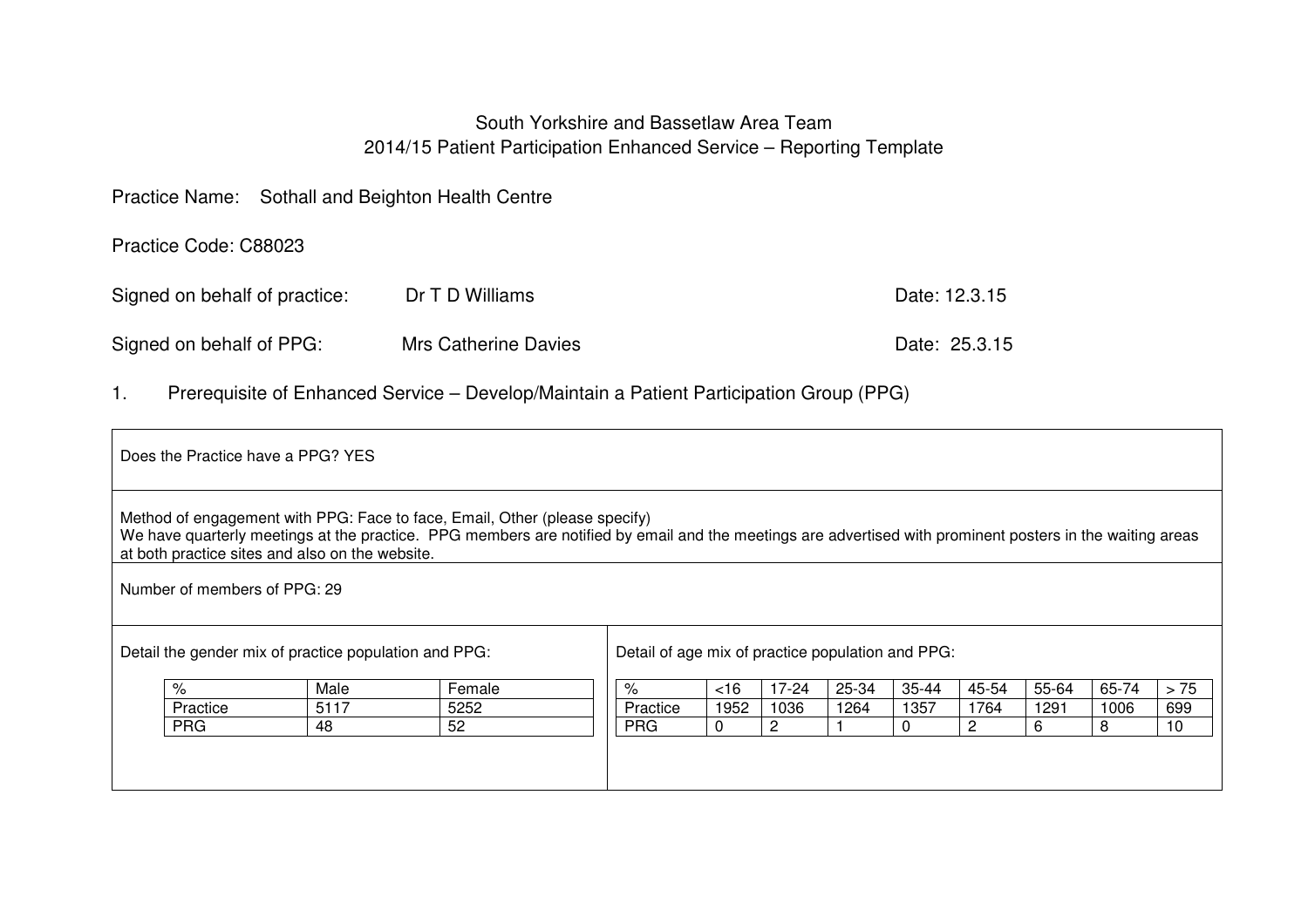# South Yorkshire and Bassetlaw Area Team
## 2014/15 Patient Participation Enhanced Service – Reporting Template

Practice Name: Sothall and Beighton Health Centre

Practice Code: C88023

Signed on behalf of practice: Dr T D Williams — Date: 12.3.15

Signed on behalf of PPG: Mrs Catherine Davies — Date: 25.3.15

## 1. Prerequisite of Enhanced Service – Develop/Maintain a Patient Participation Group (PPG)

Does the Practice have a PPG? YES

Method of engagement with PPG: Face to face, Email, Other (please specify)
We have quarterly meetings at the practice. PPG members are notified by email and the meetings are advertised with prominent posters in the waiting areas at both practice sites and also on the website.

Number of members of PPG: 29

Detail the gender mix of practice population and PPG:

| % | Male | Female |
|---|---|---|
| Practice | 5117 | 5252 |
| PRG | 48 | 52 |

Detail of age mix of practice population and PPG:

| % | <16 | 17-24 | 25-34 | 35-44 | 45-54 | 55-64 | 65-74 | > 75 |
|---|---|---|---|---|---|---|---|---|
| Practice | 1952 | 1036 | 1264 | 1357 | 1764 | 1291 | 1006 | 699 |
| PRG | 0 | 2 | 1 | 0 | 2 | 6 | 8 | 10 |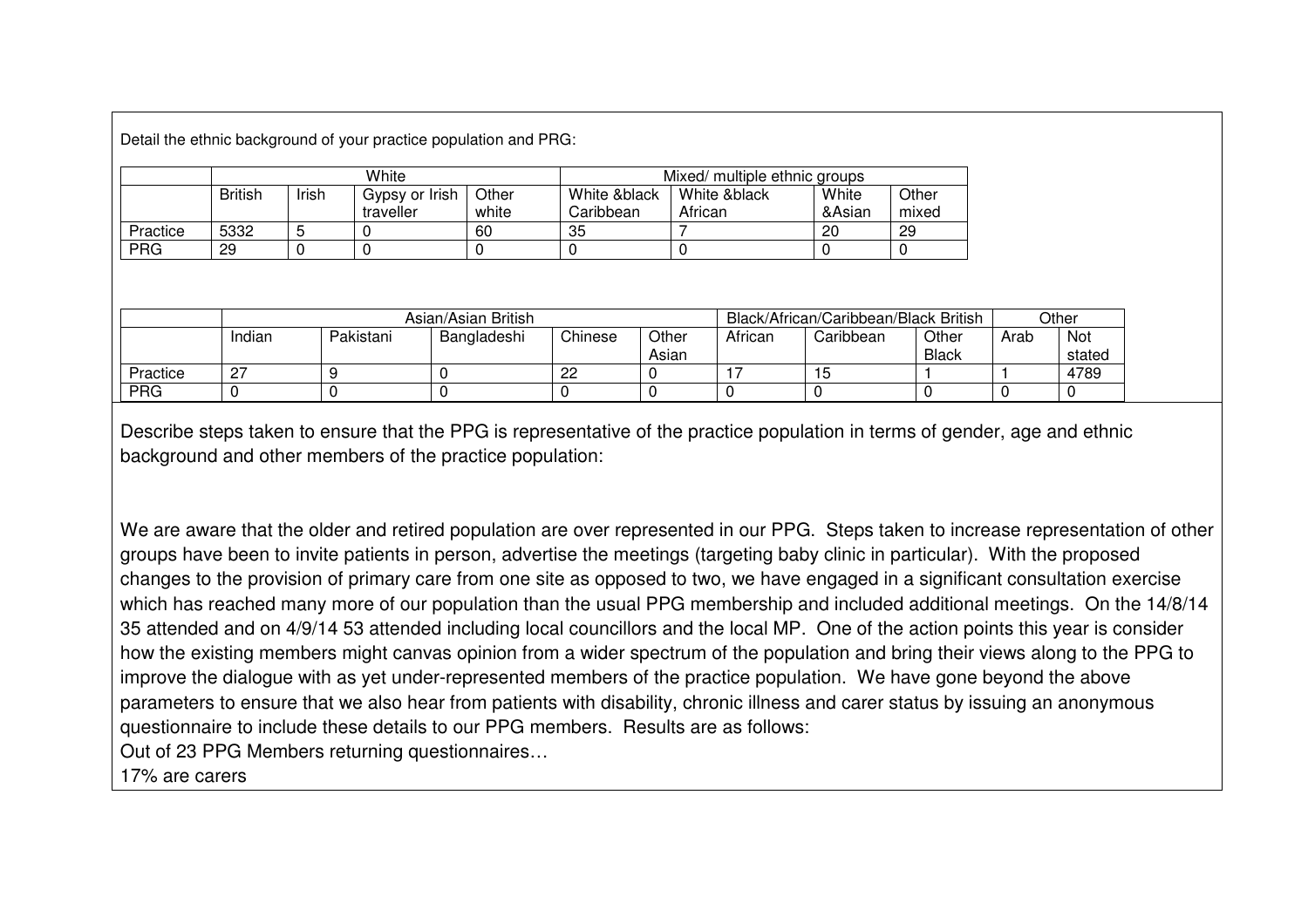Detail the ethnic background of your practice population and PRG:

| | White | | | | Mixed/ multiple ethnic groups | | | |
|---|---|---|---|---|---|---|---|---|
| | British | Irish | Gypsy or Irish traveller | Other white | White &black Caribbean | White &black African | White &Asian | Other mixed |
| Practice | 5332 | 5 | 0 | 60 | 35 | 7 | 20 | 29 |
| PRG | 29 | 0 | 0 | 0 | 0 | 0 | 0 | 0 |

| | Asian/Asian British | | | | | Black/African/Caribbean/Black British | | | Other | |
|---|---|---|---|---|---|---|---|---|---|---|
| | Indian | Pakistani | Bangladeshi | Chinese | Other Asian | African | Caribbean | Other Black | Arab | Not stated |
| Practice | 27 | 9 | 0 | 22 | 0 | 17 | 15 | 1 | 1 | 4789 |
| PRG | 0 | 0 | 0 | 0 | 0 | 0 | 0 | 0 | 0 | 0 |

Describe steps taken to ensure that the PPG is representative of the practice population in terms of gender, age and ethnic background and other members of the practice population:

We are aware that the older and retired population are over represented in our PPG. Steps taken to increase representation of other groups have been to invite patients in person, advertise the meetings (targeting baby clinic in particular). With the proposed changes to the provision of primary care from one site as opposed to two, we have engaged in a significant consultation exercise which has reached many more of our population than the usual PPG membership and included additional meetings. On the 14/8/14 35 attended and on 4/9/14 53 attended including local councillors and the local MP. One of the action points this year is consider how the existing members might canvas opinion from a wider spectrum of the population and bring their views along to the PPG to improve the dialogue with as yet under-represented members of the practice population. We have gone beyond the above parameters to ensure that we also hear from patients with disability, chronic illness and carer status by issuing an anonymous questionnaire to include these details to our PPG members. Results are as follows:

Out of 23 PPG Members returning questionnaires…

17% are carers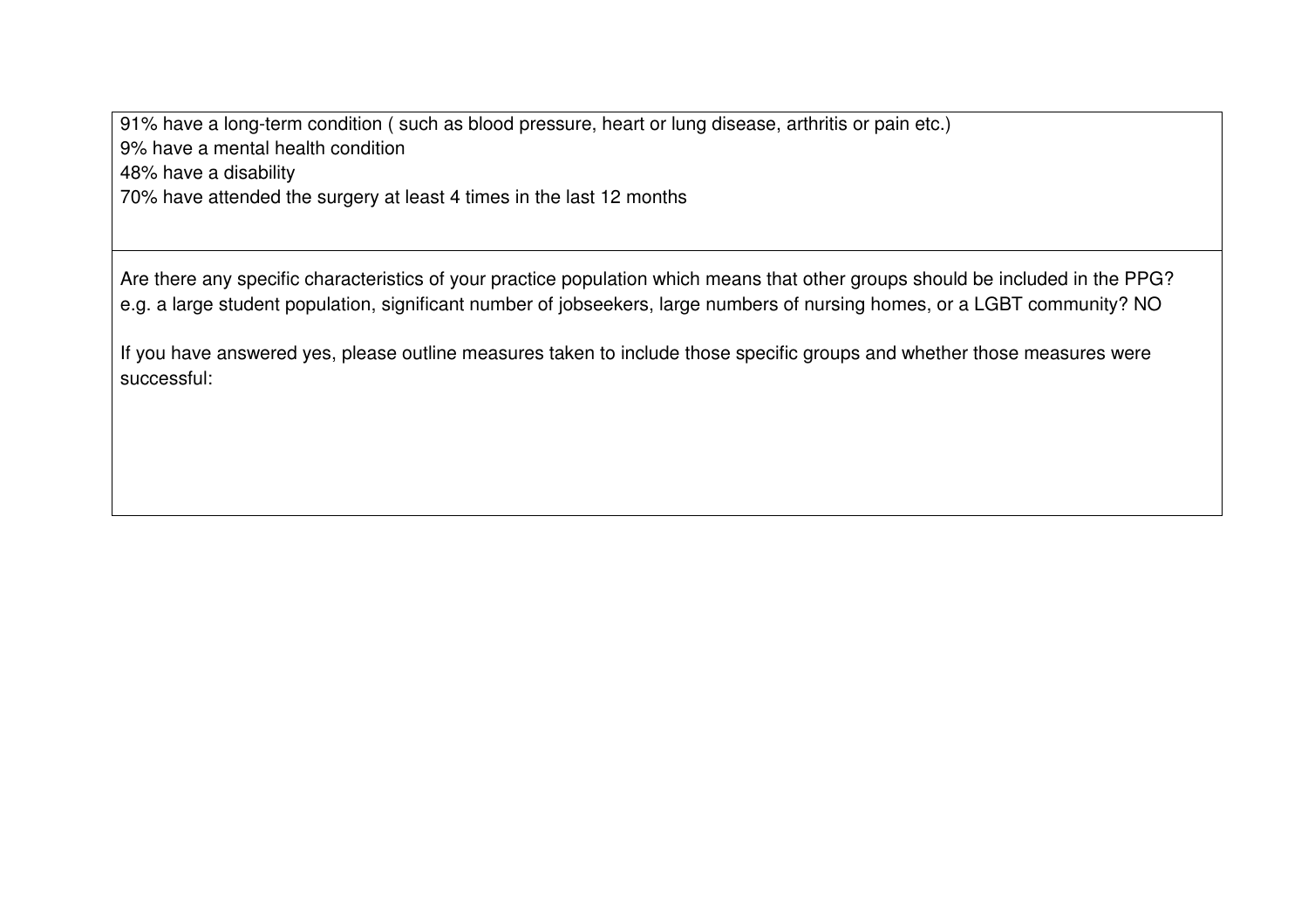91% have a long-term condition ( such as blood pressure, heart or lung disease, arthritis or pain etc.)
9% have a mental health condition
48% have a disability
70% have attended the surgery at least 4 times in the last 12 months

Are there any specific characteristics of your practice population which means that other groups should be included in the PPG? e.g. a large student population, significant number of jobseekers, large numbers of nursing homes, or a LGBT community? NO

If you have answered yes, please outline measures taken to include those specific groups and whether those measures were successful: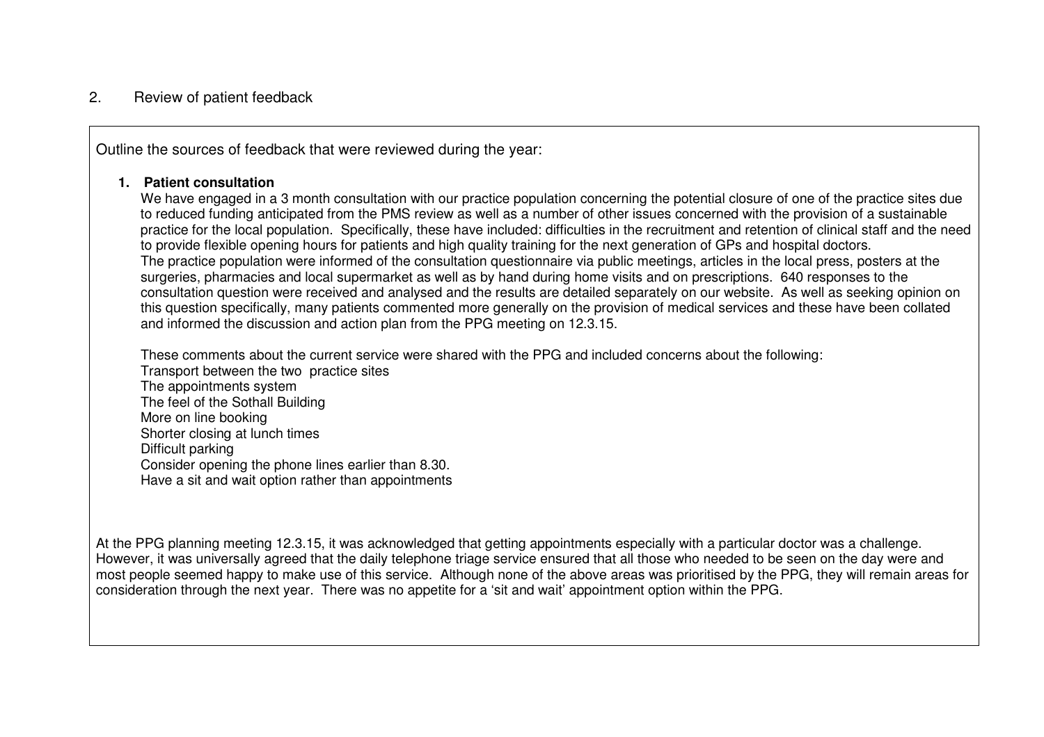## 2. Review of patient feedback

Outline the sources of feedback that were reviewed during the year:

1. **Patient consultation**

   We have engaged in a 3 month consultation with our practice population concerning the potential closure of one of the practice sites due to reduced funding anticipated from the PMS review as well as a number of other issues concerned with the provision of a sustainable practice for the local population. Specifically, these have included: difficulties in the recruitment and retention of clinical staff and the need to provide flexible opening hours for patients and high quality training for the next generation of GPs and hospital doctors.
   The practice population were informed of the consultation questionnaire via public meetings, articles in the local press, posters at the surgeries, pharmacies and local supermarket as well as by hand during home visits and on prescriptions. 640 responses to the consultation question were received and analysed and the results are detailed separately on our website. As well as seeking opinion on this question specifically, many patients commented more generally on the provision of medical services and these have been collated and informed the discussion and action plan from the PPG meeting on 12.3.15.

   These comments about the current service were shared with the PPG and included concerns about the following:
   Transport between the two practice sites
   The appointments system
   The feel of the Sothall Building
   More on line booking
   Shorter closing at lunch times
   Difficult parking
   Consider opening the phone lines earlier than 8.30.
   Have a sit and wait option rather than appointments

At the PPG planning meeting 12.3.15, it was acknowledged that getting appointments especially with a particular doctor was a challenge. However, it was universally agreed that the daily telephone triage service ensured that all those who needed to be seen on the day were and most people seemed happy to make use of this service. Although none of the above areas was prioritised by the PPG, they will remain areas for consideration through the next year. There was no appetite for a 'sit and wait' appointment option within the PPG.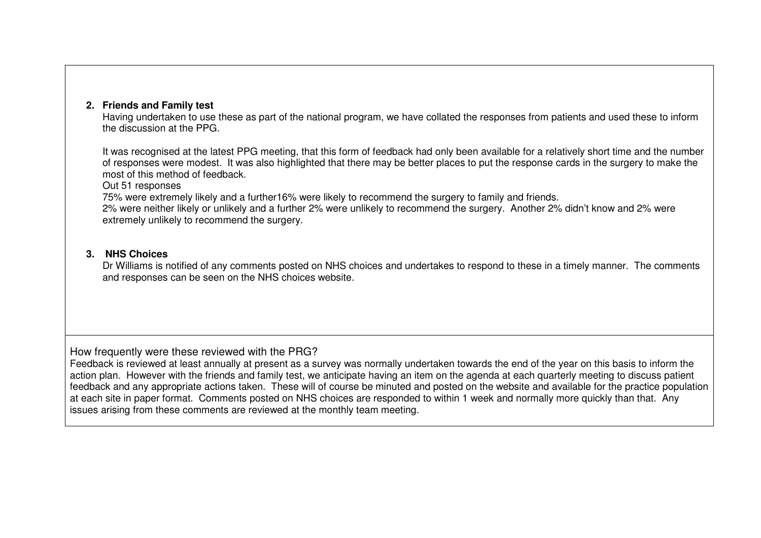2. **Friends and Family test**

   Having undertaken to use these as part of the national program, we have collated the responses from patients and used these to inform the discussion at the PPG.

   It was recognised at the latest PPG meeting, that this form of feedback had only been available for a relatively short time and the number of responses were modest. It was also highlighted that there may be better places to put the response cards in the surgery to make the most of this method of feedback.

   Out 51 responses

   75% were extremely likely and a further16% were likely to recommend the surgery to family and friends.

   2% were neither likely or unlikely and a further 2% were unlikely to recommend the surgery. Another 2% didn't know and 2% were extremely unlikely to recommend the surgery.

3. **NHS Choices**

   Dr Williams is notified of any comments posted on NHS choices and undertakes to respond to these in a timely manner. The comments and responses can be seen on the NHS choices website.

How frequently were these reviewed with the PRG?

Feedback is reviewed at least annually at present as a survey was normally undertaken towards the end of the year on this basis to inform the action plan. However with the friends and family test, we anticipate having an item on the agenda at each quarterly meeting to discuss patient feedback and any appropriate actions taken. These will of course be minuted and posted on the website and available for the practice population at each site in paper format. Comments posted on NHS choices are responded to within 1 week and normally more quickly than that. Any issues arising from these comments are reviewed at the monthly team meeting.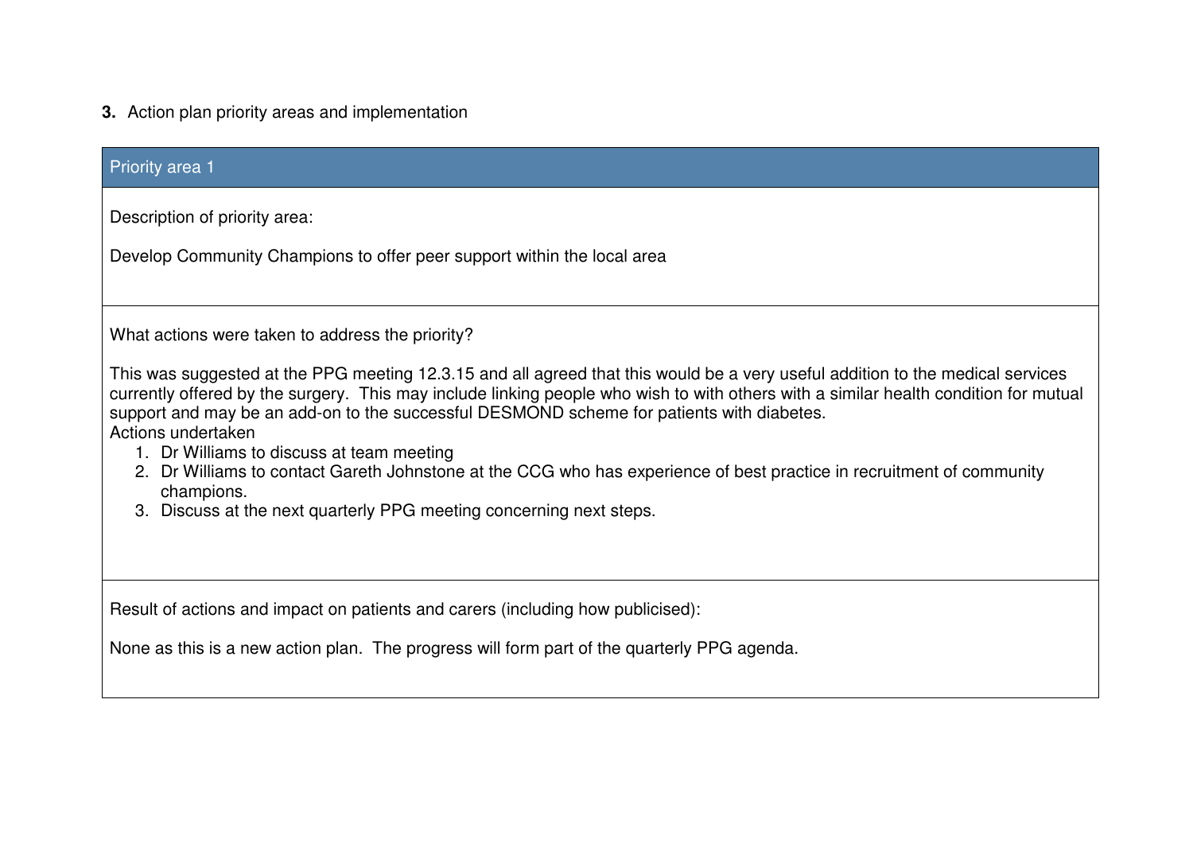**3.** Action plan priority areas and implementation

| Priority area 1 |
| --- |
| Description of priority area:<br><br>Develop Community Champions to offer peer support within the local area |
| What actions were taken to address the priority?<br><br>This was suggested at the PPG meeting 12.3.15 and all agreed that this would be a very useful addition to the medical services currently offered by the surgery. This may include linking people who wish to with others with a similar health condition for mutual support and may be an add-on to the successful DESMOND scheme for patients with diabetes.<br>Actions undertaken<br>1. Dr Williams to discuss at team meeting<br>2. Dr Williams to contact Gareth Johnstone at the CCG who has experience of best practice in recruitment of community champions.<br>3. Discuss at the next quarterly PPG meeting concerning next steps. |
| Result of actions and impact on patients and carers (including how publicised):<br><br>None as this is a new action plan. The progress will form part of the quarterly PPG agenda. |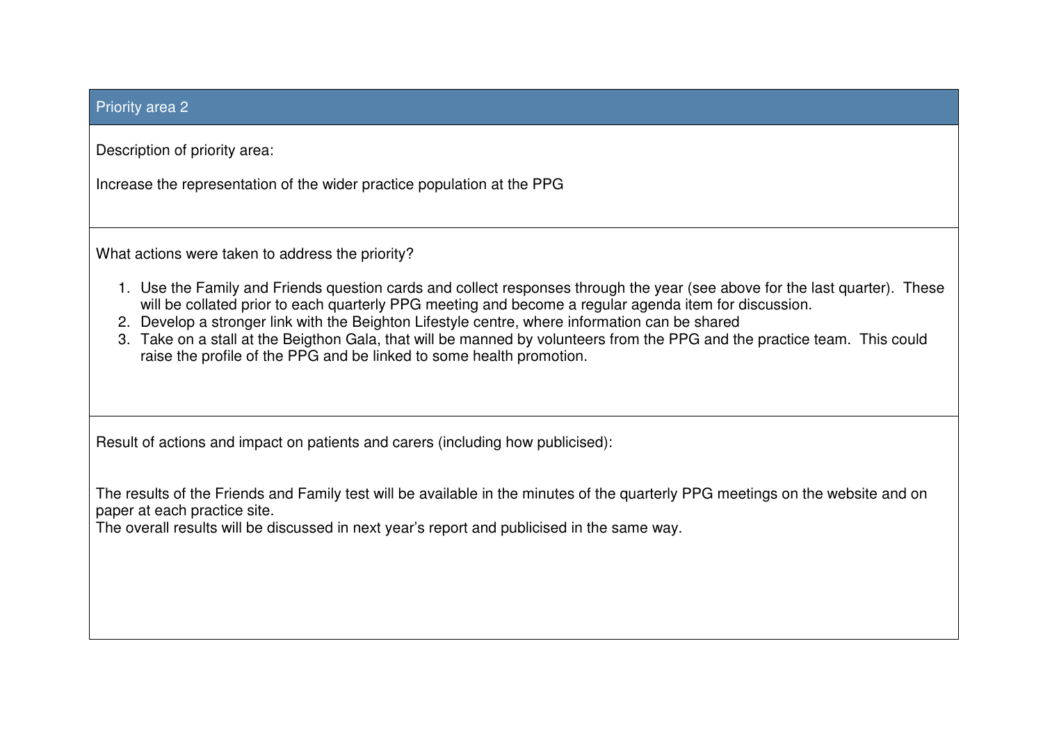## Priority area 2

Description of priority area:

Increase the representation of the wider practice population at the PPG

What actions were taken to address the priority?

1. Use the Family and Friends question cards and collect responses through the year (see above for the last quarter). These will be collated prior to each quarterly PPG meeting and become a regular agenda item for discussion.
2. Develop a stronger link with the Beighton Lifestyle centre, where information can be shared
3. Take on a stall at the Beigthon Gala, that will be manned by volunteers from the PPG and the practice team. This could raise the profile of the PPG and be linked to some health promotion.

Result of actions and impact on patients and carers (including how publicised):

The results of the Friends and Family test will be available in the minutes of the quarterly PPG meetings on the website and on paper at each practice site.
The overall results will be discussed in next year's report and publicised in the same way.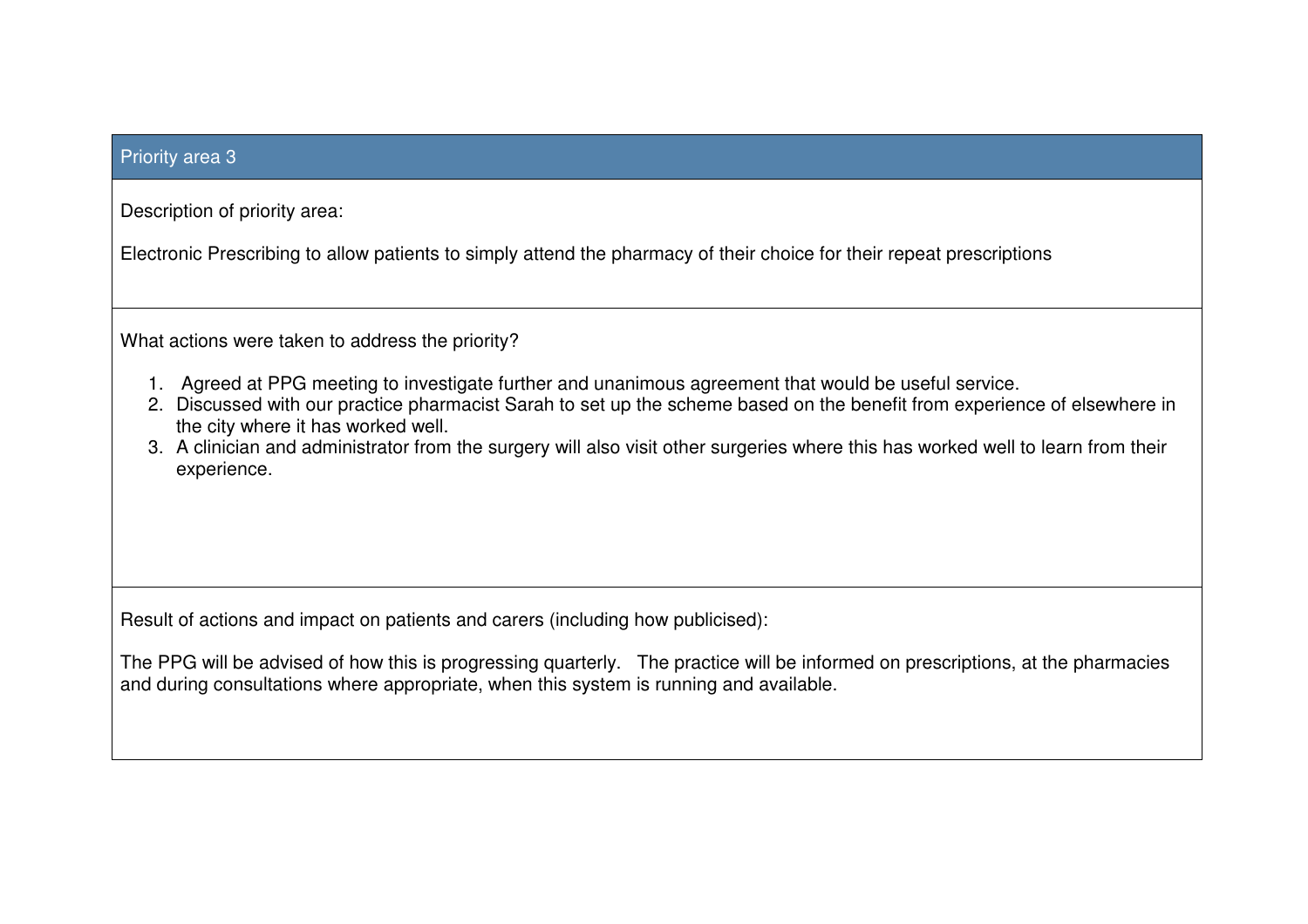## Priority area 3

Description of priority area:

Electronic Prescribing to allow patients to simply attend the pharmacy of their choice for their repeat prescriptions

What actions were taken to address the priority?

1. Agreed at PPG meeting to investigate further and unanimous agreement that would be useful service.
2. Discussed with our practice pharmacist Sarah to set up the scheme based on the benefit from experience of elsewhere in the city where it has worked well.
3. A clinician and administrator from the surgery will also visit other surgeries where this has worked well to learn from their experience.

Result of actions and impact on patients and carers (including how publicised):

The PPG will be advised of how this is progressing quarterly. The practice will be informed on prescriptions, at the pharmacies and during consultations where appropriate, when this system is running and available.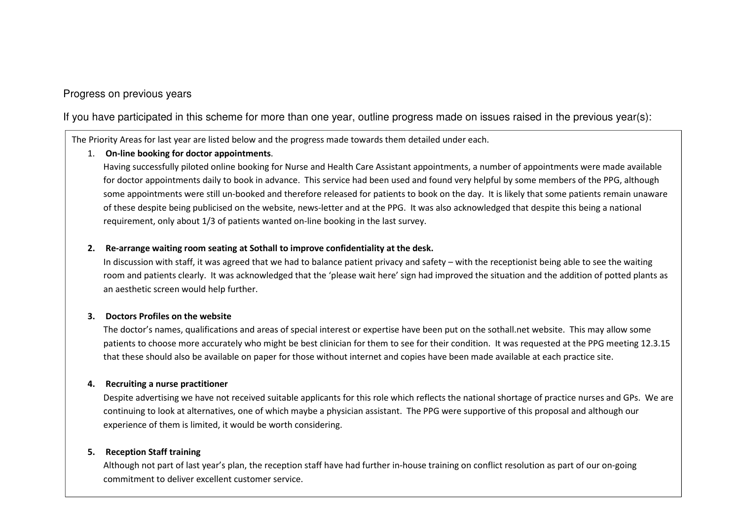Progress on previous years

If you have participated in this scheme for more than one year, outline progress made on issues raised in the previous year(s):

The Priority Areas for last year are listed below and the progress made towards them detailed under each.

1. **On-line booking for doctor appointments**.
   Having successfully piloted online booking for Nurse and Health Care Assistant appointments, a number of appointments were made available for doctor appointments daily to book in advance. This service had been used and found very helpful by some members of the PPG, although some appointments were still un-booked and therefore released for patients to book on the day. It is likely that some patients remain unaware of these despite being publicised on the website, news-letter and at the PPG. It was also acknowledged that despite this being a national requirement, only about 1/3 of patients wanted on-line booking in the last survey.

2. **Re-arrange waiting room seating at Sothall to improve confidentiality at the desk.**
   In discussion with staff, it was agreed that we had to balance patient privacy and safety – with the receptionist being able to see the waiting room and patients clearly. It was acknowledged that the 'please wait here' sign had improved the situation and the addition of potted plants as an aesthetic screen would help further.

3. **Doctors Profiles on the website**
   The doctor's names, qualifications and areas of special interest or expertise have been put on the sothall.net website. This may allow some patients to choose more accurately who might be best clinician for them to see for their condition. It was requested at the PPG meeting 12.3.15 that these should also be available on paper for those without internet and copies have been made available at each practice site.

4. **Recruiting a nurse practitioner**
   Despite advertising we have not received suitable applicants for this role which reflects the national shortage of practice nurses and GPs. We are continuing to look at alternatives, one of which maybe a physician assistant. The PPG were supportive of this proposal and although our experience of them is limited, it would be worth considering.

5. **Reception Staff training**
   Although not part of last year's plan, the reception staff have had further in-house training on conflict resolution as part of our on-going commitment to deliver excellent customer service.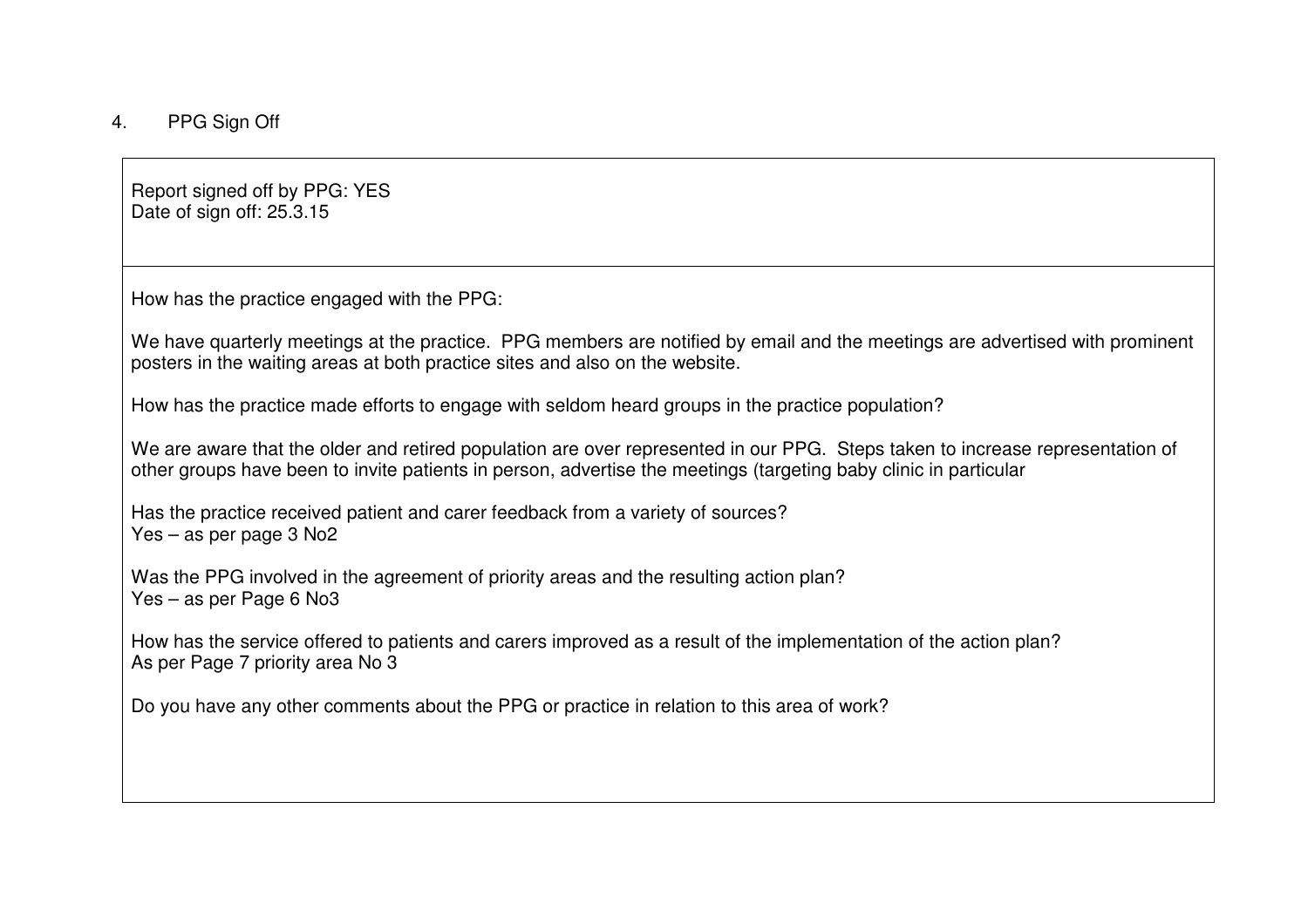## 4. PPG Sign Off

Report signed off by PPG: YES
Date of sign off: 25.3.15

How has the practice engaged with the PPG:

We have quarterly meetings at the practice. PPG members are notified by email and the meetings are advertised with prominent posters in the waiting areas at both practice sites and also on the website.

How has the practice made efforts to engage with seldom heard groups in the practice population?

We are aware that the older and retired population are over represented in our PPG. Steps taken to increase representation of other groups have been to invite patients in person, advertise the meetings (targeting baby clinic in particular

Has the practice received patient and carer feedback from a variety of sources?
Yes – as per page 3 No2

Was the PPG involved in the agreement of priority areas and the resulting action plan?
Yes – as per Page 6 No3

How has the service offered to patients and carers improved as a result of the implementation of the action plan?
As per Page 7 priority area No 3

Do you have any other comments about the PPG or practice in relation to this area of work?